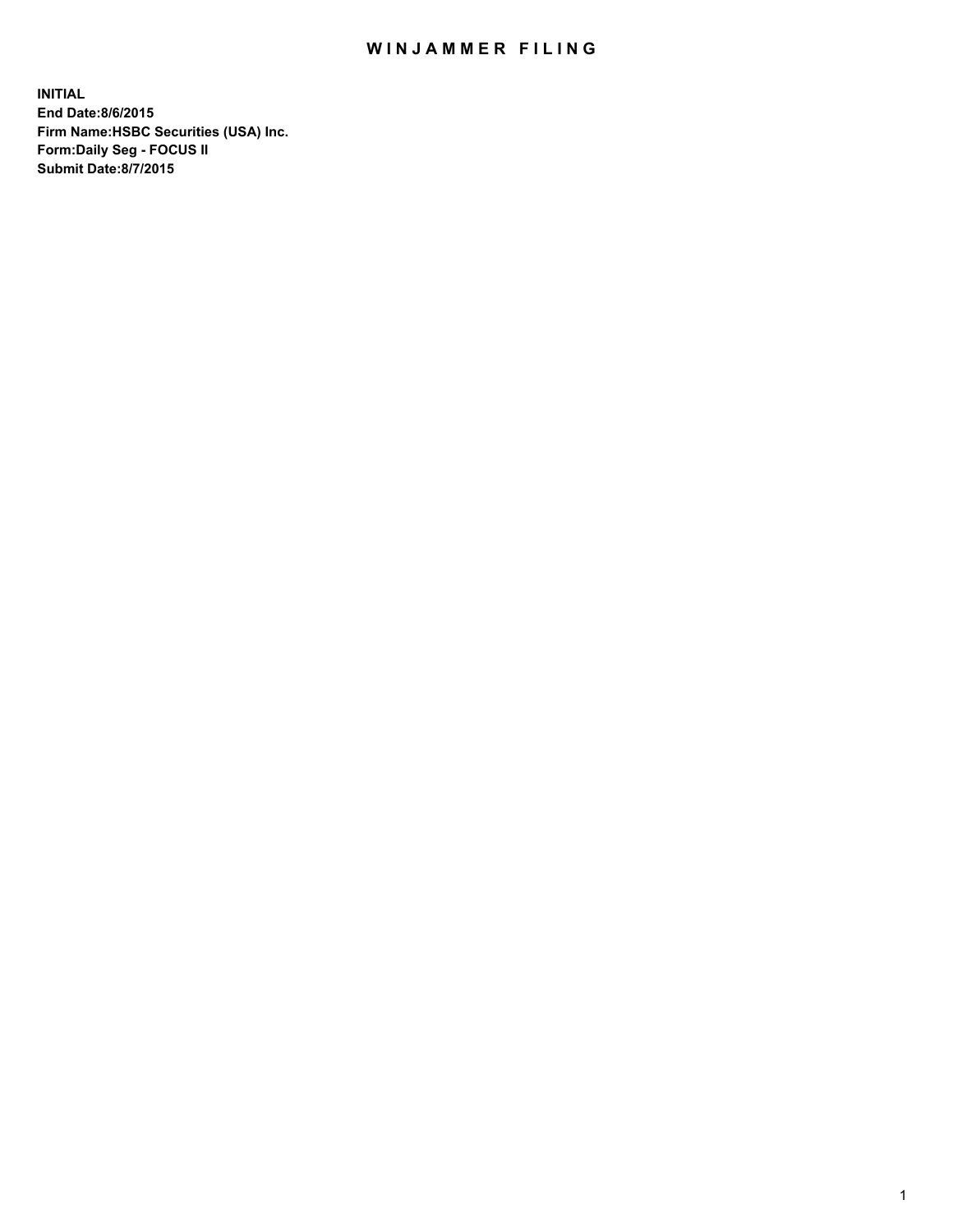# WINJAMMER FILING

**INITIAL**
**End Date:8/6/2015**
**Firm Name:HSBC Securities (USA) Inc.**
**Form:Daily Seg - FOCUS II**
**Submit Date:8/7/2015**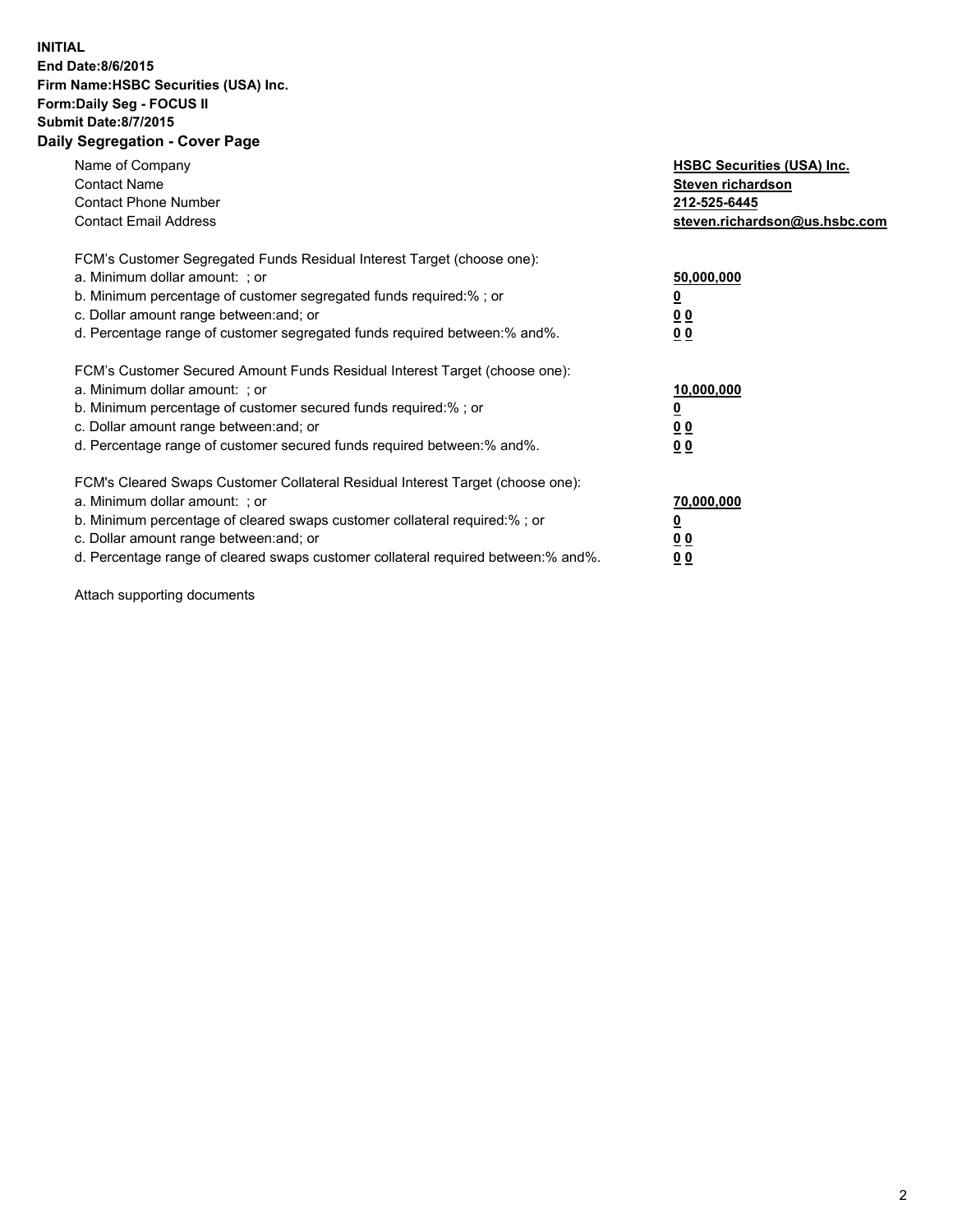**INITIAL**
**End Date:8/6/2015**
**Firm Name:HSBC Securities (USA) Inc.**
**Form:Daily Seg - FOCUS II**
**Submit Date:8/7/2015**

## Daily Segregation - Cover Page

| | |
|---|---|
| Name of Company | **HSBC Securities (USA) Inc.** |
| Contact Name | **Steven richardson** |
| Contact Phone Number | **212-525-6445** |
| Contact Email Address | **steven.richardson@us.hsbc.com** |

| | |
|---|---|
| FCM's Customer Segregated Funds Residual Interest Target (choose one): | |
| a. Minimum dollar amount: ; or | **50,000,000** |
| b. Minimum percentage of customer segregated funds required:% ; or | **0** |
| c. Dollar amount range between:and; or | **0 0** |
| d. Percentage range of customer segregated funds required between:% and%. | **0 0** |

| | |
|---|---|
| FCM's Customer Secured Amount Funds Residual Interest Target (choose one): | |
| a. Minimum dollar amount: ; or | **10,000,000** |
| b. Minimum percentage of customer secured funds required:% ; or | **0** |
| c. Dollar amount range between:and; or | **0 0** |
| d. Percentage range of customer secured funds required between:% and%. | **0 0** |

| | |
|---|---|
| FCM's Cleared Swaps Customer Collateral Residual Interest Target (choose one): | |
| a. Minimum dollar amount: ; or | **70,000,000** |
| b. Minimum percentage of cleared swaps customer collateral required:% ; or | **0** |
| c. Dollar amount range between:and; or | **0 0** |
| d. Percentage range of cleared swaps customer collateral required between:% and%. | **0 0** |

Attach supporting documents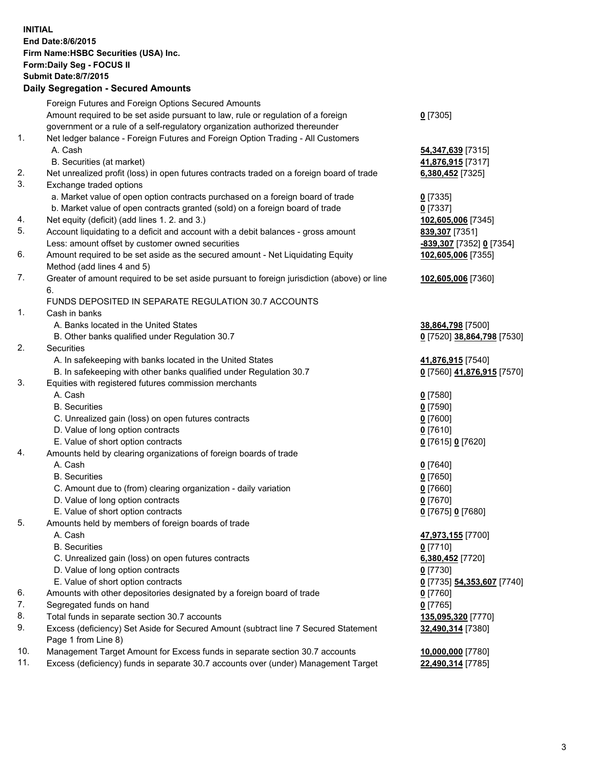**INITIAL**
**End Date:8/6/2015**
**Firm Name:HSBC Securities (USA) Inc.**
**Form:Daily Seg - FOCUS II**
**Submit Date:8/7/2015**

**Daily Segregation - Secured Amounts**

| | | |
|---|---|---|
| | Foreign Futures and Foreign Options Secured Amounts | |
| | Amount required to be set aside pursuant to law, rule or regulation of a foreign government or a rule of a self-regulatory organization authorized thereunder | **0** [7305] |
| 1. | Net ledger balance - Foreign Futures and Foreign Option Trading - All Customers | |
| | A. Cash | **54,347,639** [7315] |
| | B. Securities (at market) | **41,876,915** [7317] |
| 2. | Net unrealized profit (loss) in open futures contracts traded on a foreign board of trade | **6,380,452** [7325] |
| 3. | Exchange traded options | |
| | a. Market value of open option contracts purchased on a foreign board of trade | **0** [7335] |
| | b. Market value of open contracts granted (sold) on a foreign board of trade | **0** [7337] |
| 4. | Net equity (deficit) (add lines 1. 2. and 3.) | **102,605,006** [7345] |
| 5. | Account liquidating to a deficit and account with a debit balances - gross amount | **839,307** [7351] |
| | Less: amount offset by customer owned securities | **-839,307** [7352] **0** [7354] |
| 6. | Amount required to be set aside as the secured amount - Net Liquidating Equity Method (add lines 4 and 5) | **102,605,006** [7355] |
| 7. | Greater of amount required to be set aside pursuant to foreign jurisdiction (above) or line 6. | **102,605,006** [7360] |
| | FUNDS DEPOSITED IN SEPARATE REGULATION 30.7 ACCOUNTS | |
| 1. | Cash in banks | |
| | A. Banks located in the United States | **38,864,798** [7500] |
| | B. Other banks qualified under Regulation 30.7 | **0** [7520] **38,864,798** [7530] |
| 2. | Securities | |
| | A. In safekeeping with banks located in the United States | **41,876,915** [7540] |
| | B. In safekeeping with other banks qualified under Regulation 30.7 | **0** [7560] **41,876,915** [7570] |
| 3. | Equities with registered futures commission merchants | |
| | A. Cash | **0** [7580] |
| | B. Securities | **0** [7590] |
| | C. Unrealized gain (loss) on open futures contracts | **0** [7600] |
| | D. Value of long option contracts | **0** [7610] |
| | E. Value of short option contracts | **0** [7615] **0** [7620] |
| 4. | Amounts held by clearing organizations of foreign boards of trade | |
| | A. Cash | **0** [7640] |
| | B. Securities | **0** [7650] |
| | C. Amount due to (from) clearing organization - daily variation | **0** [7660] |
| | D. Value of long option contracts | **0** [7670] |
| | E. Value of short option contracts | **0** [7675] **0** [7680] |
| 5. | Amounts held by members of foreign boards of trade | |
| | A. Cash | **47,973,155** [7700] |
| | B. Securities | **0** [7710] |
| | C. Unrealized gain (loss) on open futures contracts | **6,380,452** [7720] |
| | D. Value of long option contracts | **0** [7730] |
| | E. Value of short option contracts | **0** [7735] **54,353,607** [7740] |
| 6. | Amounts with other depositories designated by a foreign board of trade | **0** [7760] |
| 7. | Segregated funds on hand | **0** [7765] |
| 8. | Total funds in separate section 30.7 accounts | **135,095,320** [7770] |
| 9. | Excess (deficiency) Set Aside for Secured Amount (subtract line 7 Secured Statement Page 1 from Line 8) | **32,490,314** [7380] |
| 10. | Management Target Amount for Excess funds in separate section 30.7 accounts | **10,000,000** [7780] |
| 11. | Excess (deficiency) funds in separate 30.7 accounts over (under) Management Target | **22,490,314** [7785] |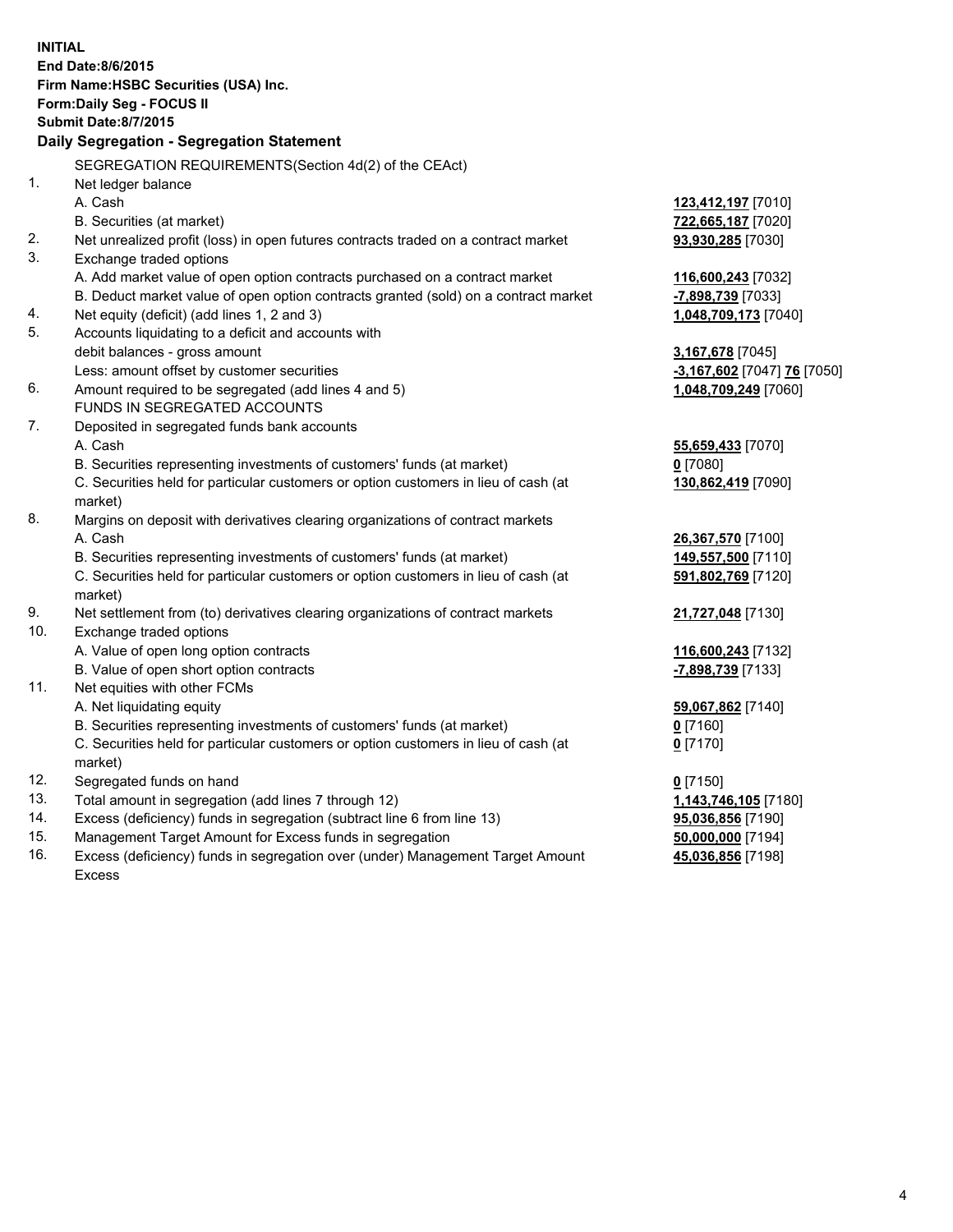**INITIAL**
**End Date:8/6/2015**
**Firm Name:HSBC Securities (USA) Inc.**
**Form:Daily Seg - FOCUS II**
**Submit Date:8/7/2015**

## Daily Segregation - Segregation Statement

| | | |
|---|---|---|
| | SEGREGATION REQUIREMENTS(Section 4d(2) of the CEAct) | |
| 1. | Net ledger balance | |
| | A. Cash | **123,412,197** [7010] |
| | B. Securities (at market) | **722,665,187** [7020] |
| 2. | Net unrealized profit (loss) in open futures contracts traded on a contract market | **93,930,285** [7030] |
| 3. | Exchange traded options | |
| | A. Add market value of open option contracts purchased on a contract market | **116,600,243** [7032] |
| | B. Deduct market value of open option contracts granted (sold) on a contract market | **-7,898,739** [7033] |
| 4. | Net equity (deficit) (add lines 1, 2 and 3) | **1,048,709,173** [7040] |
| 5. | Accounts liquidating to a deficit and accounts with debit balances - gross amount | **3,167,678** [7045] |
| | Less: amount offset by customer securities | **-3,167,602** [7047] **76** [7050] |
| 6. | Amount required to be segregated (add lines 4 and 5) | **1,048,709,249** [7060] |
| | FUNDS IN SEGREGATED ACCOUNTS | |
| 7. | Deposited in segregated funds bank accounts | |
| | A. Cash | **55,659,433** [7070] |
| | B. Securities representing investments of customers' funds (at market) | **0** [7080] |
| | C. Securities held for particular customers or option customers in lieu of cash (at market) | **130,862,419** [7090] |
| 8. | Margins on deposit with derivatives clearing organizations of contract markets | |
| | A. Cash | **26,367,570** [7100] |
| | B. Securities representing investments of customers' funds (at market) | **149,557,500** [7110] |
| | C. Securities held for particular customers or option customers in lieu of cash (at market) | **591,802,769** [7120] |
| 9. | Net settlement from (to) derivatives clearing organizations of contract markets | **21,727,048** [7130] |
| 10. | Exchange traded options | |
| | A. Value of open long option contracts | **116,600,243** [7132] |
| | B. Value of open short option contracts | **-7,898,739** [7133] |
| 11. | Net equities with other FCMs | |
| | A. Net liquidating equity | **59,067,862** [7140] |
| | B. Securities representing investments of customers' funds (at market) | **0** [7160] |
| | C. Securities held for particular customers or option customers in lieu of cash (at market) | **0** [7170] |
| 12. | Segregated funds on hand | **0** [7150] |
| 13. | Total amount in segregation (add lines 7 through 12) | **1,143,746,105** [7180] |
| 14. | Excess (deficiency) funds in segregation (subtract line 6 from line 13) | **95,036,856** [7190] |
| 15. | Management Target Amount for Excess funds in segregation | **50,000,000** [7194] |
| 16. | Excess (deficiency) funds in segregation over (under) Management Target Amount Excess | **45,036,856** [7198] |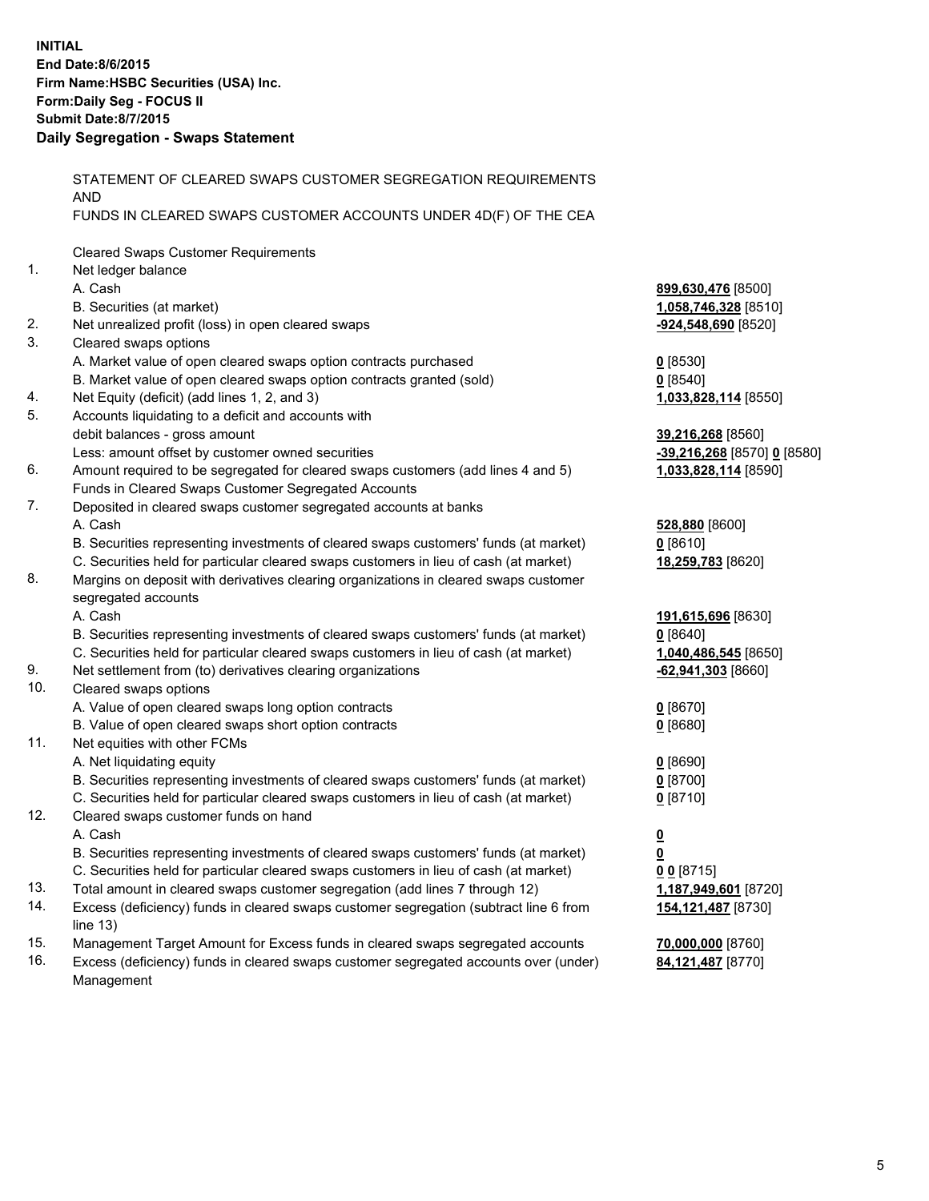**INITIAL**
**End Date:8/6/2015**
**Firm Name:HSBC Securities (USA) Inc.**
**Form:Daily Seg - FOCUS II**
**Submit Date:8/7/2015**
**Daily Segregation - Swaps Statement**

STATEMENT OF CLEARED SWAPS CUSTOMER SEGREGATION REQUIREMENTS AND FUNDS IN CLEARED SWAPS CUSTOMER ACCOUNTS UNDER 4D(F) OF THE CEA

| | | |
|---|---|---|
| | Cleared Swaps Customer Requirements | |
| 1. | Net ledger balance | |
| | A. Cash | **899,630,476** [8500] |
| | B. Securities (at market) | **1,058,746,328** [8510] |
| 2. | Net unrealized profit (loss) in open cleared swaps | **-924,548,690** [8520] |
| 3. | Cleared swaps options | |
| | A. Market value of open cleared swaps option contracts purchased | **0** [8530] |
| | B. Market value of open cleared swaps option contracts granted (sold) | **0** [8540] |
| 4. | Net Equity (deficit) (add lines 1, 2, and 3) | **1,033,828,114** [8550] |
| 5. | Accounts liquidating to a deficit and accounts with debit balances - gross amount | **39,216,268** [8560] |
| | Less: amount offset by customer owned securities | **-39,216,268** [8570] **0** [8580] |
| 6. | Amount required to be segregated for cleared swaps customers (add lines 4 and 5) | **1,033,828,114** [8590] |
| | Funds in Cleared Swaps Customer Segregated Accounts | |
| 7. | Deposited in cleared swaps customer segregated accounts at banks | |
| | A. Cash | **528,880** [8600] |
| | B. Securities representing investments of cleared swaps customers' funds (at market) | **0** [8610] |
| | C. Securities held for particular cleared swaps customers in lieu of cash (at market) | **18,259,783** [8620] |
| 8. | Margins on deposit with derivatives clearing organizations in cleared swaps customer segregated accounts | |
| | A. Cash | **191,615,696** [8630] |
| | B. Securities representing investments of cleared swaps customers' funds (at market) | **0** [8640] |
| | C. Securities held for particular cleared swaps customers in lieu of cash (at market) | **1,040,486,545** [8650] |
| 9. | Net settlement from (to) derivatives clearing organizations | **-62,941,303** [8660] |
| 10. | Cleared swaps options | |
| | A. Value of open cleared swaps long option contracts | **0** [8670] |
| | B. Value of open cleared swaps short option contracts | **0** [8680] |
| 11. | Net equities with other FCMs | |
| | A. Net liquidating equity | **0** [8690] |
| | B. Securities representing investments of cleared swaps customers' funds (at market) | **0** [8700] |
| | C. Securities held for particular cleared swaps customers in lieu of cash (at market) | **0** [8710] |
| 12. | Cleared swaps customer funds on hand | |
| | A. Cash | **0** |
| | B. Securities representing investments of cleared swaps customers' funds (at market) | **0** |
| | C. Securities held for particular cleared swaps customers in lieu of cash (at market) | **0** **0** [8715] |
| 13. | Total amount in cleared swaps customer segregation (add lines 7 through 12) | **1,187,949,601** [8720] |
| 14. | Excess (deficiency) funds in cleared swaps customer segregation (subtract line 6 from line 13) | **154,121,487** [8730] |
| 15. | Management Target Amount for Excess funds in cleared swaps segregated accounts | **70,000,000** [8760] |
| 16. | Excess (deficiency) funds in cleared swaps customer segregated accounts over (under) Management | **84,121,487** [8770] |